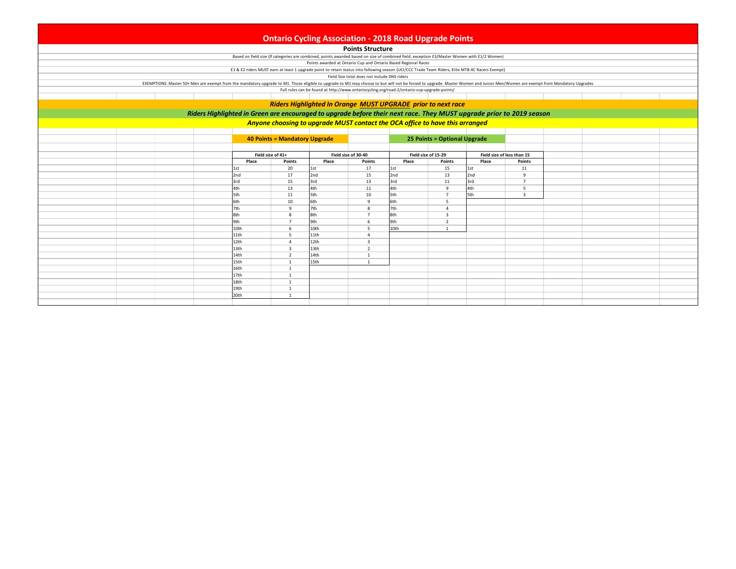# Ontario Cycling Association - 2018 Road Upgrade Points

## Points Structure

Based on field size (If categories are combined, points awarded based on size of combined field, exception E3/Master Women with E1/2 Women)

Points awarded at Ontario Cup and Ontario Based Regional Races

E1 & E2 riders MUST earn at least 1 upgrade point to retain status into following season (UCI/CCC Trade Team Riders, Elite MTB-XC Racers Exempt)

Field Size total does not include DNS riders

EXEMPTIONS: Master 50+ Men are exempt from the mandatory upgrade to M1. Those eligible to upgrade to M1 may choose to but will not be forced to upgrade. Master Women and Junior Men/Women are exempt from Mandatory Upgrades

Full rules can be found at http://www.ontariocycling.org/road-2/ontario-cup-upgrade-points/

***Riders Highlighted In Orange <u>MUST UPGRADE</u> prior to next race***

***Riders Highlighted in Green are encouraged to upgrade before their next race. They MUST upgrade prior to 2019 season***

***Anyone choosing to upgrade MUST contact the OCA office to have this arranged***

**40 Points = Mandatory Upgrade**

**25 Points = Optional Upgrade**

| Field size of 41+ | | Field size of 30-40 | | Field size of 15-29 | | Field size of less than 15 | |
|---|---|---|---|---|---|---|---|
| **Place** | **Points** | **Place** | **Points** | **Place** | **Points** | **Place** | **Points** |
| 1st | 20 | 1st | 17 | 1st | 15 | 1st | 11 |
| 2nd | 17 | 2nd | 15 | 2nd | 13 | 2nd | 9 |
| 3rd | 15 | 3rd | 13 | 3rd | 11 | 3rd | 7 |
| 4th | 13 | 4th | 11 | 4th | 9 | 4th | 5 |
| 5th | 11 | 5th | 10 | 5th | 7 | 5th | 3 |
| 6th | 10 | 6th | 9 | 6th | 5 | | |
| 7th | 9 | 7th | 8 | 7th | 4 | | |
| 8th | 8 | 8th | 7 | 8th | 3 | | |
| 9th | 7 | 9th | 6 | 9th | 2 | | |
| 10th | 6 | 10th | 5 | 10th | 1 | | |
| 11th | 5 | 11th | 4 | | | | |
| 12th | 4 | 12th | 3 | | | | |
| 13th | 3 | 13th | 2 | | | | |
| 14th | 2 | 14th | 1 | | | | |
| 15th | 1 | 15th | 1 | | | | |
| 16th | 1 | | | | | | |
| 17th | 1 | | | | | | |
| 18th | 1 | | | | | | |
| 19th | 1 | | | | | | |
| 20th | 1 | | | | | | |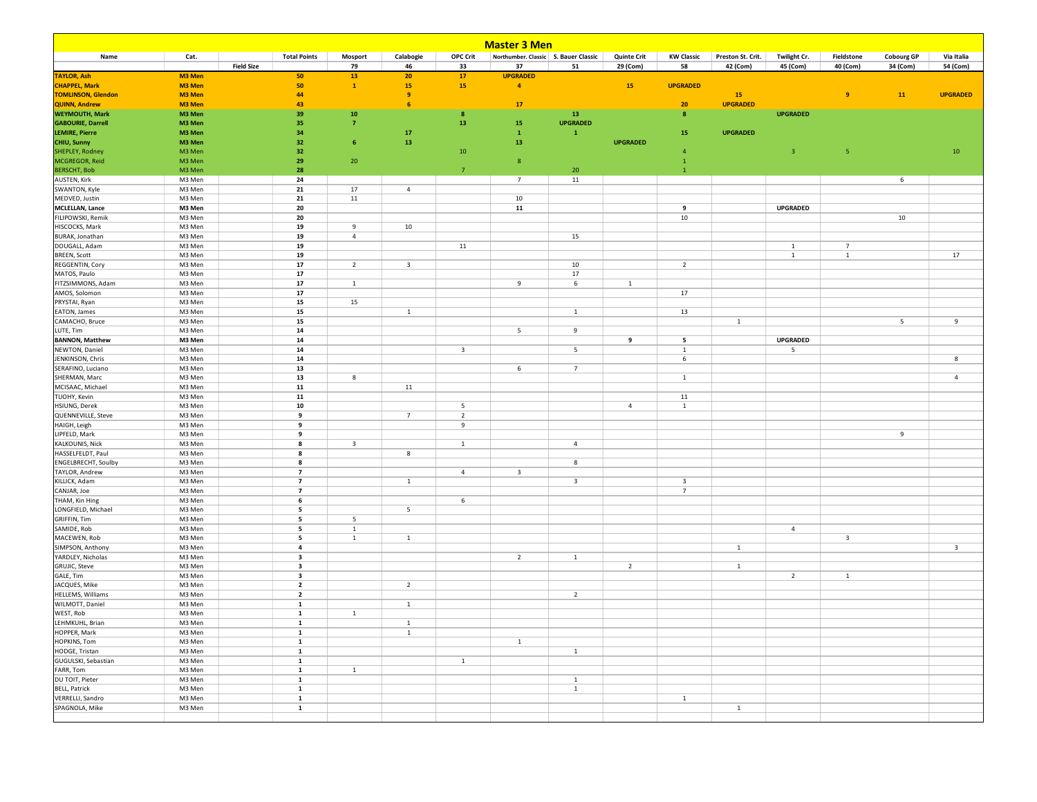# Master 3 Men

| Name | Cat. | | Total Points | Mosport | Calabogie | OPC Crit | Northumber. Classic | S. Bauer Classic | Quinte Crit | KW Classic | Preston St. Crit. | Twilight Cr. | Fieldstone | Cobourg GP | Via Italia |
|---|---|---|---|---|---|---|---|---|---|---|---|---|---|---|---|
| | | Field Size | | 79 | 46 | 33 | 37 | 51 | 29 (Com) | 58 | 42 (Com) | 45 (Com) | 40 (Com) | 34 (Com) | 54 (Com) |
| TAYLOR, Ash | M3 Men | | 50 | 13 | 20 | 17 | UPGRADED | | | | | | | | |
| CHAPPEL, Mark | M3 Men | | 50 | 1 | 15 | 15 | 4 | | 15 | UPGRADED | | | | | |
| TOMLINSON, Glendon | M3 Men | | 44 | | 9 | | | | | | 15 | | 9 | 11 | UPGRADED |
| QUINN, Andrew | M3 Men | | 43 | | 6 | | 17 | | | 20 | UPGRADED | | | | |
| WEYMOUTH, Mark | M3 Men | | 39 | 10 | | 8 | | 13 | | 8 | | UPGRADED | | | |
| GABOURIE, Darrell | M3 Men | | 35 | 7 | | 13 | 15 | UPGRADED | | | | | | | |
| LEMIRE, Pierre | M3 Men | | 34 | | 17 | | 1 | 1 | | 15 | UPGRADED | | | | |
| CHIU, Sunny | M3 Men | | 32 | 6 | 13 | | 13 | | UPGRADED | | | | | | |
| SHEPLEY, Rodney | M3 Men | | 32 | | | 10 | | | | 4 | | 3 | 5 | | 10 |
| MCGREGOR, Reid | M3 Men | | 29 | 20 | | | 8 | | | 1 | | | | | |
| BERSCHT, Bob | M3 Men | | 28 | | | 7 | | 20 | | 1 | | | | | |
| AUSTEN, Kirk | M3 Men | | 24 | | | | 7 | 11 | | | | | | 6 | |
| SWANTON, Kyle | M3 Men | | 21 | 17 | 4 | | | | | | | | | | |
| MEDVED, Justin | M3 Men | | 21 | 11 | | | 10 | | | | | | | | |
| MCLELLAN, Lance | M3 Men | | 20 | | | | 11 | | | 9 | | UPGRADED | | | |
| FILIPOWSKI, Remik | M3 Men | | 20 | | | | | | | 10 | | | | 10 | |
| HISCOCKS, Mark | M3 Men | | 19 | 9 | 10 | | | | | | | | | | |
| BURAK, Jonathan | M3 Men | | 19 | 4 | | | | 15 | | | | | | | |
| DOUGALL, Adam | M3 Men | | 19 | | | 11 | | | | | | 1 | 7 | | |
| BREEN, Scott | M3 Men | | 19 | | | | | | | | | 1 | 1 | | 17 |
| REGGENTIN, Cory | M3 Men | | 17 | 2 | 3 | | | 10 | | 2 | | | | | |
| MATOS, Paulo | M3 Men | | 17 | | | | | 17 | | | | | | | |
| FITZSIMMONS, Adam | M3 Men | | 17 | 1 | | | 9 | 6 | 1 | | | | | | |
| AMOS, Solomon | M3 Men | | 17 | | | | | | | 17 | | | | | |
| PRYSTAI, Ryan | M3 Men | | 15 | 15 | | | | | | | | | | | |
| EATON, James | M3 Men | | 15 | | 1 | | | 1 | | 13 | | | | | |
| CAMACHO, Bruce | M3 Men | | 15 | | | | | | | | 1 | | | 5 | 9 |
| LUTE, Tim | M3 Men | | 14 | | | | 5 | 9 | | | | | | | |
| BANNON, Matthew | M3 Men | | 14 | | | | | | 9 | 5 | | UPGRADED | | | |
| NEWTON, Daniel | M3 Men | | 14 | | | 3 | | 5 | | 1 | | 5 | | | |
| JENKINSON, Chris | M3 Men | | 14 | | | | | | | 6 | | | | | 8 |
| SERAFINO, Luciano | M3 Men | | 13 | | | | 6 | 7 | | | | | | | |
| SHERMAN, Marc | M3 Men | | 13 | 8 | | | | | | 1 | | | | | 4 |
| MCISAAC, Michael | M3 Men | | 11 | | 11 | | | | | | | | | | |
| TUOHY, Kevin | M3 Men | | 11 | | | | | | | 11 | | | | | |
| HSIUNG, Derek | M3 Men | | 10 | | | 5 | | | 4 | 1 | | | | | |
| QUENNEVILLE, Steve | M3 Men | | 9 | | 7 | 2 | | | | | | | | | |
| HAIGH, Leigh | M3 Men | | 9 | | | 9 | | | | | | | | | |
| LIPFELD, Mark | M3 Men | | 9 | | | | | | | | | | | 9 | |
| KALKOUNIS, Nick | M3 Men | | 8 | 3 | | 1 | | 4 | | | | | | | |
| HASSELFELDT, Paul | M3 Men | | 8 | | 8 | | | | | | | | | | |
| ENGELBRECHT, Soulby | M3 Men | | 8 | | | | | 8 | | | | | | | |
| TAYLOR, Andrew | M3 Men | | 7 | | | 4 | 3 | | | | | | | | |
| KILLICK, Adam | M3 Men | | 7 | | 1 | | | 3 | | 3 | | | | | |
| CANJAR, Joe | M3 Men | | 7 | | | | | | | 7 | | | | | |
| THAM, Kin Hing | M3 Men | | 6 | | | 6 | | | | | | | | | |
| LONGFIELD, Michael | M3 Men | | 5 | | 5 | | | | | | | | | | |
| GRIFFIN, Tim | M3 Men | | 5 | 5 | | | | | | | | | | | |
| SAMIDE, Rob | M3 Men | | 5 | 1 | | | | | | | | 4 | | | |
| MACEWEN, Rob | M3 Men | | 5 | 1 | 1 | | | | | | | | 3 | | |
| SIMPSON, Anthony | M3 Men | | 4 | | | | | | | | 1 | | | | 3 |
| YARDLEY, Nicholas | M3 Men | | 3 | | | | 2 | 1 | | | | | | | |
| GRUJIC, Steve | M3 Men | | 3 | | | | | | 2 | | 1 | | | | |
| GALE, Tim | M3 Men | | 3 | | | | | | | | | 2 | 1 | | |
| JACQUES, Mike | M3 Men | | 2 | | 2 | | | | | | | | | | |
| HELLEMS, Williams | M3 Men | | 2 | | | | | 2 | | | | | | | |
| WILMOTT, Daniel | M3 Men | | 1 | | 1 | | | | | | | | | | |
| WEST, Rob | M3 Men | | 1 | 1 | | | | | | | | | | | |
| LEHMKUHL, Brian | M3 Men | | 1 | | 1 | | | | | | | | | | |
| HOPPER, Mark | M3 Men | | 1 | | 1 | | | | | | | | | | |
| HOPKINS, Tom | M3 Men | | 1 | | | | 1 | | | | | | | | |
| HODGE, Tristan | M3 Men | | 1 | | | | | 1 | | | | | | | |
| GUGULSKI, Sebastian | M3 Men | | 1 | | | 1 | | | | | | | | | |
| FARR, Tom | M3 Men | | 1 | 1 | | | | | | | | | | | |
| DU TOIT, Pieter | M3 Men | | 1 | | | | | 1 | | | | | | | |
| BELL, Patrick | M3 Men | | 1 | | | | | 1 | | | | | | | |
| VERRELLI, Sandro | M3 Men | | 1 | | | | | | | 1 | | | | | |
| SPAGNOLA, Mike | M3 Men | | 1 | | | | | | | | 1 | | | | |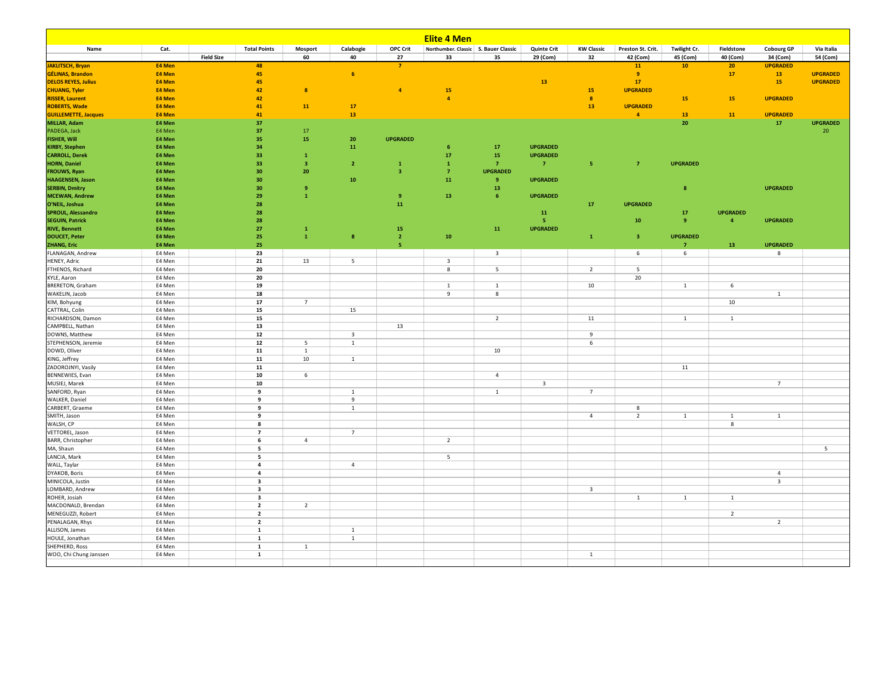# Elite 4 Men

| Name | Cat. | | Total Points | Mosport | Calabogie | OPC Crit | Northumber. Classic | S. Bauer Classic | Quinte Crit | KW Classic | Preston St. Crit. | Twilight Cr. | Fieldstone | Cobourg GP | Via Italia |
|---|---|---|---|---|---|---|---|---|---|---|---|---|---|---|---|
| | | Field Size | | 60 | 40 | 27 | 33 | 35 | 29 (Com) | 32 | 42 (Com) | 45 (Com) | 40 (Com) | 34 (Com) | 54 (Com) |
| **JAKLITSCH, Bryan** | **E4 Men** | | **48** | | | **7** | | | | | **11** | **10** | **20** | **UPGRADED** | |
| **GÉLINAS, Brandon** | **E4 Men** | | **45** | | **6** | | | | | | **9** | | **17** | **13** | **UPGRADED** |
| **DELOS REYES, Julius** | **E4 Men** | | **45** | | | | | | **13** | | **17** | | | **15** | **UPGRADED** |
| **CHUANG, Tyler** | **E4 Men** | | **42** | **8** | | **4** | **15** | | | **15** | **UPGRADED** | | | | |
| **RISSER, Laurent** | **E4 Men** | | **42** | | | | **4** | | | **8** | | **15** | **15** | **UPGRADED** | |
| **ROBERTS, Wade** | **E4 Men** | | **41** | **11** | **17** | | | | | **13** | **UPGRADED** | | | | |
| **GUILLEMETTE, Jacques** | **E4 Men** | | **41** | | **13** | | | | | | **4** | **13** | **11** | **UPGRADED** | |
| **MILLAR, Adam** | **E4 Men** | | **37** | | | | | | | | | **20** | | **17** | **UPGRADED** |
| PADEGA, Jack | E4 Men | | **37** | 17 | | | | | | | | | | | 20 |
| **FISHER, Will** | **E4 Men** | | **35** | **15** | **20** | **UPGRADED** | | | | | | | | | |
| **KIRBY, Stephen** | **E4 Men** | | **34** | | **11** | | **6** | **17** | **UPGRADED** | | | | | | |
| **CARROLL, Derek** | **E4 Men** | | **33** | **1** | | | **17** | **15** | **UPGRADED** | | | | | | |
| **HORN, Daniel** | **E4 Men** | | **33** | **3** | **2** | **1** | **1** | **7** | **7** | **5** | **7** | **UPGRADED** | | | |
| **FROUWS, Ryan** | **E4 Men** | | **30** | **20** | | **3** | **7** | **UPGRADED** | | | | | | | |
| **HAAGENSEN, Jason** | **E4 Men** | | **30** | | **10** | | **11** | **9** | **UPGRADED** | | | | | | |
| **SERBIN, Dmitry** | **E4 Men** | | **30** | **9** | | | | **13** | | | | **8** | | **UPGRADED** | |
| **MCEWAN, Andrew** | **E4 Men** | | **29** | **1** | | **9** | **13** | **6** | **UPGRADED** | | | | | | |
| **O'NEIL, Joshua** | **E4 Men** | | **28** | | | **11** | | | | **17** | **UPGRADED** | | | | |
| **SPROUL, Alessandro** | **E4 Men** | | **28** | | | | | | **11** | | | **17** | **UPGRADED** | | |
| **SEGUIN, Patrick** | **E4 Men** | | **28** | | | | | | **5** | | **10** | **9** | **4** | **UPGRADED** | |
| **RIVE, Bennett** | **E4 Men** | | **27** | **1** | | **15** | | **11** | **UPGRADED** | | | | | | |
| **DOUCET, Peter** | **E4 Men** | | **25** | **1** | **8** | **2** | **10** | | | **1** | **3** | **UPGRADED** | | | |
| **ZHANG, Eric** | **E4 Men** | | **25** | | | **5** | | | | | | **7** | **13** | **UPGRADED** | |
| FLANAGAN, Andrew | E4 Men | | **23** | | | | | 3 | | | 6 | 6 | | 8 | |
| HENEY, Adric | E4 Men | | **21** | 13 | 5 | | 3 | | | | | | | | |
| FTHENOS, Richard | E4 Men | | **20** | | | | 8 | 5 | | 2 | 5 | | | | |
| KYLE, Aaron | E4 Men | | **20** | | | | | | | | 20 | | | | |
| BRERETON, Graham | E4 Men | | **19** | | | | 1 | 1 | | 10 | | 1 | 6 | | |
| WAKELIN, Jacob | E4 Men | | **18** | | | | 9 | 8 | | | | | | 1 | |
| KIM, Bohyung | E4 Men | | **17** | 7 | | | | | | | | | 10 | | |
| CATTRAL, Colin | E4 Men | | **15** | | 15 | | | | | | | | | | |
| RICHARDSON, Damon | E4 Men | | **15** | | | | | 2 | | 11 | | 1 | 1 | | |
| CAMPBELL, Nathan | E4 Men | | **13** | | | 13 | | | | | | | | | |
| DOWNS, Matthew | E4 Men | | **12** | | 3 | | | | | 9 | | | | | |
| STEPHENSON, Jeremie | E4 Men | | **12** | 5 | 1 | | | | | 6 | | | | | |
| DOWD, Oliver | E4 Men | | **11** | 1 | | | | 10 | | | | | | | |
| KING, Jeffrey | E4 Men | | **11** | 10 | 1 | | | | | | | | | | |
| ZADOROJNYI, Vasily | E4 Men | | **11** | | | | | | | | | 11 | | | |
| BENNEWIES, Evan | E4 Men | | **10** | 6 | | | | 4 | | | | | | | |
| MUSIEJ, Marek | E4 Men | | **10** | | | | | | 3 | | | | | 7 | |
| SANFORD, Ryan | E4 Men | | **9** | | 1 | | | 1 | | 7 | | | | | |
| WALKER, Daniel | E4 Men | | **9** | | 9 | | | | | | | | | | |
| CARBERT, Graeme | E4 Men | | **9** | | 1 | | | | | | 8 | | | | |
| SMITH, Jason | E4 Men | | **9** | | | | | | | 4 | 2 | 1 | 1 | 1 | |
| WALSH, CP | E4 Men | | **8** | | | | | | | | | | 8 | | |
| VETTOREL, Jason | E4 Men | | **7** | | 7 | | | | | | | | | | |
| BARR, Christopher | E4 Men | | **6** | 4 | | | 2 | | | | | | | | |
| MA, Shaun | E4 Men | | **5** | | | | | | | | | | | | 5 |
| LANCIA, Mark | E4 Men | | **5** | | | | 5 | | | | | | | | |
| WALL, Taylar | E4 Men | | **4** | | 4 | | | | | | | | | | |
| DYAKOB, Boris | E4 Men | | **4** | | | | | | | | | | | 4 | |
| MINICOLA, Justin | E4 Men | | **3** | | | | | | | | | | | 3 | |
| LOMBARD, Andrew | E4 Men | | **3** | | | | | | | 3 | | | | | |
| ROHER, Josiah | E4 Men | | **3** | | | | | | | | 1 | 1 | 1 | | |
| MACDONALD, Brendan | E4 Men | | **2** | 2 | | | | | | | | | | | |
| MENEGUZZI, Robert | E4 Men | | **2** | | | | | | | | | | 2 | | |
| PENALAGAN, Rhys | E4 Men | | **2** | | | | | | | | | | | 2 | |
| ALLISON, James | E4 Men | | **1** | | 1 | | | | | | | | | | |
| HOULE, Jonathan | E4 Men | | **1** | | 1 | | | | | | | | | | |
| SHEPHERD, Ross | E4 Men | | **1** | 1 | | | | | | | | | | | |
| WOO, Chi Chung Janssen | E4 Men | | **1** | | | | | | | 1 | | | | | |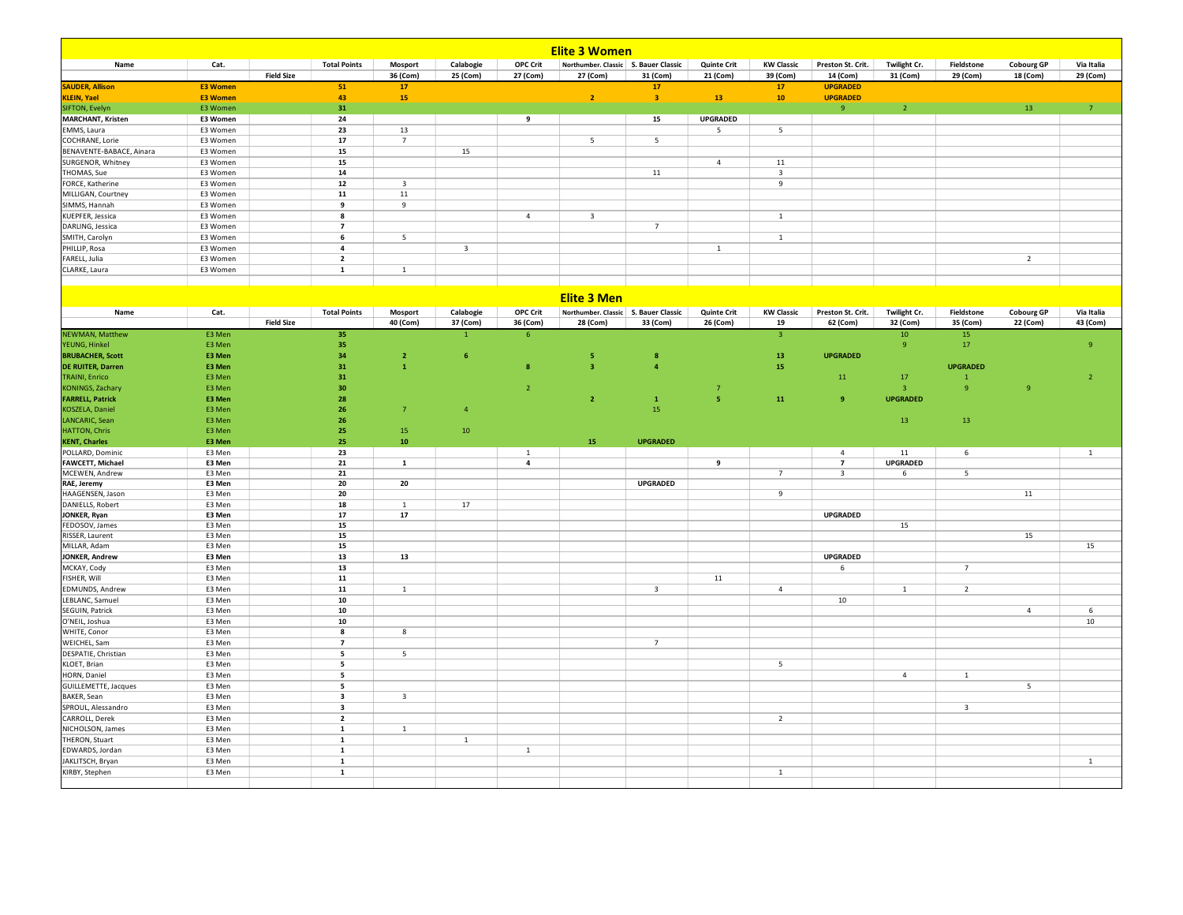## Elite 3 Women

| Name | Cat. | | Total Points | Mosport | Calabogie | OPC Crit | Northumber. Classic | S. Bauer Classic | Quinte Crit | KW Classic | Preston St. Crit. | Twilight Cr. | Fieldstone | Cobourg GP | Via Italia |
|---|---|---|---|---|---|---|---|---|---|---|---|---|---|---|---|
| | | Field Size | | 36 (Com) | 25 (Com) | 27 (Com) | 27 (Com) | 31 (Com) | 21 (Com) | 39 (Com) | 14 (Com) | 31 (Com) | 29 (Com) | 18 (Com) | 29 (Com) |
| **SAUDER, Allison** | **E3 Women** | | **51** | **17** | | | | **17** | | **17** | **UPGRADED** | | | | |
| **KLEIN, Yael** | **E3 Women** | | **43** | **15** | | | **2** | **3** | **13** | **10** | **UPGRADED** | | | | |
| SIFTON, Evelyn | E3 Women | | **31** | | | | | | | | 9 | 2 | | 13 | 7 |
| **MARCHANT, Kristen** | **E3 Women** | | **24** | | | **9** | | **15** | **UPGRADED** | | | | | | |
| EMMS, Laura | E3 Women | | **23** | 13 | | | | | 5 | 5 | | | | | |
| COCHRANE, Lorie | E3 Women | | **17** | 7 | | | 5 | 5 | | | | | | | |
| BENAVENTE-BABACE, Ainara | E3 Women | | **15** | | 15 | | | | | | | | | | |
| SURGENOR, Whitney | E3 Women | | **15** | | | | | | 4 | 11 | | | | | |
| THOMAS, Sue | E3 Women | | **14** | | | | | 11 | | 3 | | | | | |
| FORCE, Katherine | E3 Women | | **12** | 3 | | | | | | 9 | | | | | |
| MILLIGAN, Courtney | E3 Women | | **11** | 11 | | | | | | | | | | | |
| SIMMS, Hannah | E3 Women | | **9** | 9 | | | | | | | | | | | |
| KUEPFER, Jessica | E3 Women | | **8** | | | 4 | 3 | | | 1 | | | | | |
| DARLING, Jessica | E3 Women | | **7** | | | | | 7 | | | | | | | |
| SMITH, Carolyn | E3 Women | | **6** | 5 | | | | | | 1 | | | | | |
| PHILLIP, Rosa | E3 Women | | **4** | | 3 | | | | 1 | | | | | | |
| FARELL, Julia | E3 Women | | **2** | | | | | | | | | | | 2 | |
| CLARKE, Laura | E3 Women | | **1** | 1 | | | | | | | | | | | |

## Elite 3 Men

| Name | Cat. | | Total Points | Mosport | Calabogie | OPC Crit | Northumber. Classic | S. Bauer Classic | Quinte Crit | KW Classic | Preston St. Crit. | Twilight Cr. | Fieldstone | Cobourg GP | Via Italia |
|---|---|---|---|---|---|---|---|---|---|---|---|---|---|---|---|
| | | Field Size | | 40 (Com) | 37 (Com) | 36 (Com) | 28 (Com) | 33 (Com) | 26 (Com) | 19 | 62 (Com) | 32 (Com) | 35 (Com) | 22 (Com) | 43 (Com) |
| NEWMAN, Matthew | E3 Men | | **35** | | 1 | 6 | | | | 3 | | 10 | 15 | | |
| YEUNG, Hinkel | E3 Men | | **35** | | | | | | | | | 9 | 17 | | 9 |
| **BRUBACHER, Scott** | **E3 Men** | | **34** | **2** | **6** | | **5** | **8** | | **13** | **UPGRADED** | | | | |
| **DE RUITER, Darren** | **E3 Men** | | **31** | **1** | | **8** | **3** | **4** | | **15** | | | **UPGRADED** | | |
| TRAINI, Enrico | E3 Men | | **31** | | | | | | | | 11 | 17 | 1 | | 2 |
| KONINGS, Zachary | E3 Men | | **30** | | | 2 | | | 7 | | | 3 | 9 | 9 | |
| **FARRELL, Patrick** | **E3 Men** | | **28** | | | | **2** | **1** | **5** | **11** | **9** | **UPGRADED** | | | |
| KOSZELA, Daniel | E3 Men | | **26** | 7 | 4 | | | 15 | | | | | | | |
| LANCARIC, Sean | E3 Men | | **26** | | | | | | | | | 13 | 13 | | |
| HATTON, Chris | E3 Men | | **25** | 15 | 10 | | | | | | | | | | |
| **KENT, Charles** | **E3 Men** | | **25** | **10** | | | **15** | **UPGRADED** | | | | | | | |
| POLLARD, Dominic | E3 Men | | **23** | | | 1 | | | | | 4 | 11 | 6 | | 1 |
| **FAWCETT, Michael** | **E3 Men** | | **21** | **1** | | **4** | | | **9** | | **7** | **UPGRADED** | | | |
| MCEWEN, Andrew | E3 Men | | **21** | | | | | | | 7 | 3 | 6 | 5 | | |
| **RAE, Jeremy** | **E3 Men** | | **20** | **20** | | | | **UPGRADED** | | | | | | | |
| HAAGENSEN, Jason | E3 Men | | **20** | | | | | | | 9 | | | | 11 | |
| DANIELLS, Robert | E3 Men | | **18** | 1 | 17 | | | | | | | | | | |
| **JONKER, Ryan** | **E3 Men** | | **17** | **17** | | | | | | | **UPGRADED** | | | | |
| FEDOSOV, James | E3 Men | | **15** | | | | | | | | | 15 | | | |
| RISSER, Laurent | E3 Men | | **15** | | | | | | | | | | | 15 | |
| MILLAR, Adam | E3 Men | | **15** | | | | | | | | | | | | 15 |
| **JONKER, Andrew** | **E3 Men** | | **13** | **13** | | | | | | | **UPGRADED** | | | | |
| MCKAY, Cody | E3 Men | | **13** | | | | | | | | 6 | | 7 | | |
| FISHER, Will | E3 Men | | **11** | | | | | | 11 | | | | | | |
| EDMUNDS, Andrew | E3 Men | | **11** | 1 | | | | 3 | | 4 | | 1 | 2 | | |
| LEBLANC, Samuel | E3 Men | | **10** | | | | | | | | 10 | | | | |
| SEGUIN, Patrick | E3 Men | | **10** | | | | | | | | | | | 4 | 6 |
| O'NEIL, Joshua | E3 Men | | **10** | | | | | | | | | | | | 10 |
| WHITE, Conor | E3 Men | | **8** | 8 | | | | | | | | | | | |
| WEICHEL, Sam | E3 Men | | **7** | | | | | 7 | | | | | | | |
| DESPATIE, Christian | E3 Men | | **5** | 5 | | | | | | | | | | | |
| KLOET, Brian | E3 Men | | **5** | | | | | | | 5 | | | | | |
| HORN, Daniel | E3 Men | | **5** | | | | | | | | | 4 | 1 | | |
| GUILLEMETTE, Jacques | E3 Men | | **5** | | | | | | | | | | | 5 | |
| BAKER, Sean | E3 Men | | **3** | 3 | | | | | | | | | | | |
| SPROUL, Alessandro | E3 Men | | **3** | | | | | | | | | | 3 | | |
| CARROLL, Derek | E3 Men | | **2** | | | | | | | 2 | | | | | |
| NICHOLSON, James | E3 Men | | **1** | 1 | | | | | | | | | | | |
| THERON, Stuart | E3 Men | | **1** | | 1 | | | | | | | | | | |
| EDWARDS, Jordan | E3 Men | | **1** | | | 1 | | | | | | | | | |
| JAKLITSCH, Bryan | E3 Men | | **1** | | | | | | | | | | | | 1 |
| KIRBY, Stephen | E3 Men | | **1** | | | | | | | 1 | | | | | |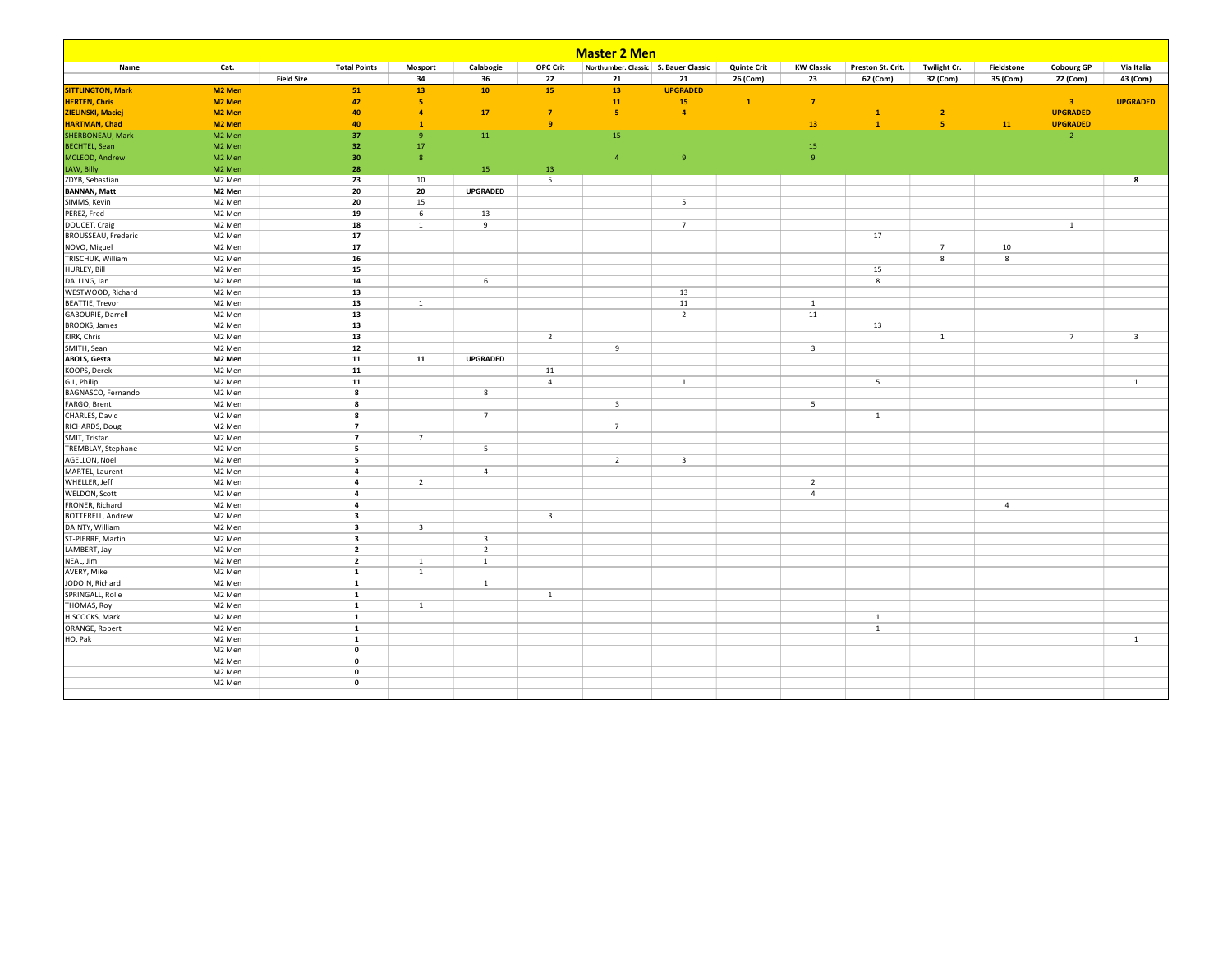# Master 2 Men

| Name | Cat. | | Total Points | Mosport | Calabogie | OPC Crit | Northumber. Classic | S. Bauer Classic | Quinte Crit | KW Classic | Preston St. Crit. | Twilight Cr. | Fieldstone | Cobourg GP | Via Italia |
|---|---|---|---|---|---|---|---|---|---|---|---|---|---|---|---|
| | | Field Size | | 34 | 36 | 22 | 21 | 21 | 26 (Com) | 23 | 62 (Com) | 32 (Com) | 35 (Com) | 22 (Com) | 43 (Com) |
| **SITTLINGTON, Mark** | **M2 Men** | | **51** | **13** | **10** | **15** | **13** | **UPGRADED** | | | | | | | |
| **HERTEN, Chris** | **M2 Men** | | **42** | **5** | | | **11** | **15** | **1** | **7** | | | | **3** | **UPGRADED** |
| **ZIELINSKI, Maciej** | **M2 Men** | | **40** | **4** | **17** | **7** | **5** | **4** | | | **1** | **2** | | **UPGRADED** | |
| **HARTMAN, Chad** | **M2 Men** | | **40** | **1** | | **9** | | | | **13** | **1** | **5** | **11** | **UPGRADED** | |
| SHERBONEAU, Mark | M2 Men | | 37 | 9 | 11 | | 15 | | | | | | | 2 | |
| BECHTEL, Sean | M2 Men | | 32 | 17 | | | | | | 15 | | | | | |
| MCLEOD, Andrew | M2 Men | | 30 | 8 | | | 4 | 9 | | 9 | | | | | |
| LAW, Billy | M2 Men | | 28 | | 15 | 13 | | | | | | | | | |
| ZDYB, Sebastian | M2 Men | | 23 | 10 | | 5 | | | | | | | | | **8** |
| **BANNAN, Matt** | **M2 Men** | | **20** | **20** | **UPGRADED** | | | | | | | | | | |
| SIMMS, Kevin | M2 Men | | 20 | 15 | | | | 5 | | | | | | | |
| PEREZ, Fred | M2 Men | | 19 | 6 | 13 | | | | | | | | | | |
| DOUCET, Craig | M2 Men | | 18 | 1 | 9 | | | 7 | | | | | | 1 | |
| BROUSSEAU, Frederic | M2 Men | | 17 | | | | | | | | 17 | | | | |
| NOVO, Miguel | M2 Men | | 17 | | | | | | | | | 7 | 10 | | |
| TRISCHUK, William | M2 Men | | 16 | | | | | | | | | 8 | 8 | | |
| HURLEY, Bill | M2 Men | | 15 | | | | | | | | 15 | | | | |
| DALLING, Ian | M2 Men | | 14 | | 6 | | | | | | 8 | | | | |
| WESTWOOD, Richard | M2 Men | | 13 | | | | | 13 | | | | | | | |
| BEATTIE, Trevor | M2 Men | | 13 | 1 | | | | 11 | | 1 | | | | | |
| GABOURIE, Darrell | M2 Men | | 13 | | | | | 2 | | 11 | | | | | |
| BROOKS, James | M2 Men | | 13 | | | | | | | | 13 | | | | |
| KIRK, Chris | M2 Men | | 13 | | | 2 | | | | | | 1 | | 7 | 3 |
| SMITH, Sean | M2 Men | | 12 | | | | 9 | | | 3 | | | | | |
| **ABOLS, Gesta** | **M2 Men** | | **11** | **11** | **UPGRADED** | | | | | | | | | | |
| KOOPS, Derek | M2 Men | | 11 | | | 11 | | | | | | | | | |
| GIL, Philip | M2 Men | | 11 | | | 4 | | 1 | | | 5 | | | | 1 |
| BAGNASCO, Fernando | M2 Men | | 8 | | 8 | | | | | | | | | | |
| FARGO, Brent | M2 Men | | 8 | | | | 3 | | | 5 | | | | | |
| CHARLES, David | M2 Men | | 8 | | 7 | | | | | | 1 | | | | |
| RICHARDS, Doug | M2 Men | | 7 | | | | 7 | | | | | | | | |
| SMIT, Tristan | M2 Men | | 7 | 7 | | | | | | | | | | | |
| TREMBLAY, Stephane | M2 Men | | 5 | | 5 | | | | | | | | | | |
| AGELLON, Noel | M2 Men | | 5 | | | | 2 | 3 | | | | | | | |
| MARTEL, Laurent | M2 Men | | 4 | | 4 | | | | | | | | | | |
| WHELLER, Jeff | M2 Men | | 4 | 2 | | | | | | 2 | | | | | |
| WELDON, Scott | M2 Men | | 4 | | | | | | | 4 | | | | | |
| FRONER, Richard | M2 Men | | 4 | | | | | | | | | | 4 | | |
| BOTTERELL, Andrew | M2 Men | | 3 | | | 3 | | | | | | | | | |
| DAINTY, William | M2 Men | | 3 | 3 | | | | | | | | | | | |
| ST-PIERRE, Martin | M2 Men | | 3 | | 3 | | | | | | | | | | |
| LAMBERT, Jay | M2 Men | | 2 | | 2 | | | | | | | | | | |
| NEAL, Jim | M2 Men | | 2 | 1 | 1 | | | | | | | | | | |
| AVERY, Mike | M2 Men | | 1 | 1 | | | | | | | | | | | |
| JODOIN, Richard | M2 Men | | 1 | | 1 | | | | | | | | | | |
| SPRINGALL, Rolie | M2 Men | | 1 | | | 1 | | | | | | | | | |
| THOMAS, Roy | M2 Men | | 1 | 1 | | | | | | | | | | | |
| HISCOCKS, Mark | M2 Men | | 1 | | | | | | | | 1 | | | | |
| ORANGE, Robert | M2 Men | | 1 | | | | | | | | 1 | | | | |
| HO, Pak | M2 Men | | 1 | | | | | | | | | | | | 1 |
| | M2 Men | | 0 | | | | | | | | | | | | |
| | M2 Men | | 0 | | | | | | | | | | | | |
| | M2 Men | | 0 | | | | | | | | | | | | |
| | M2 Men | | 0 | | | | | | | | | | | | |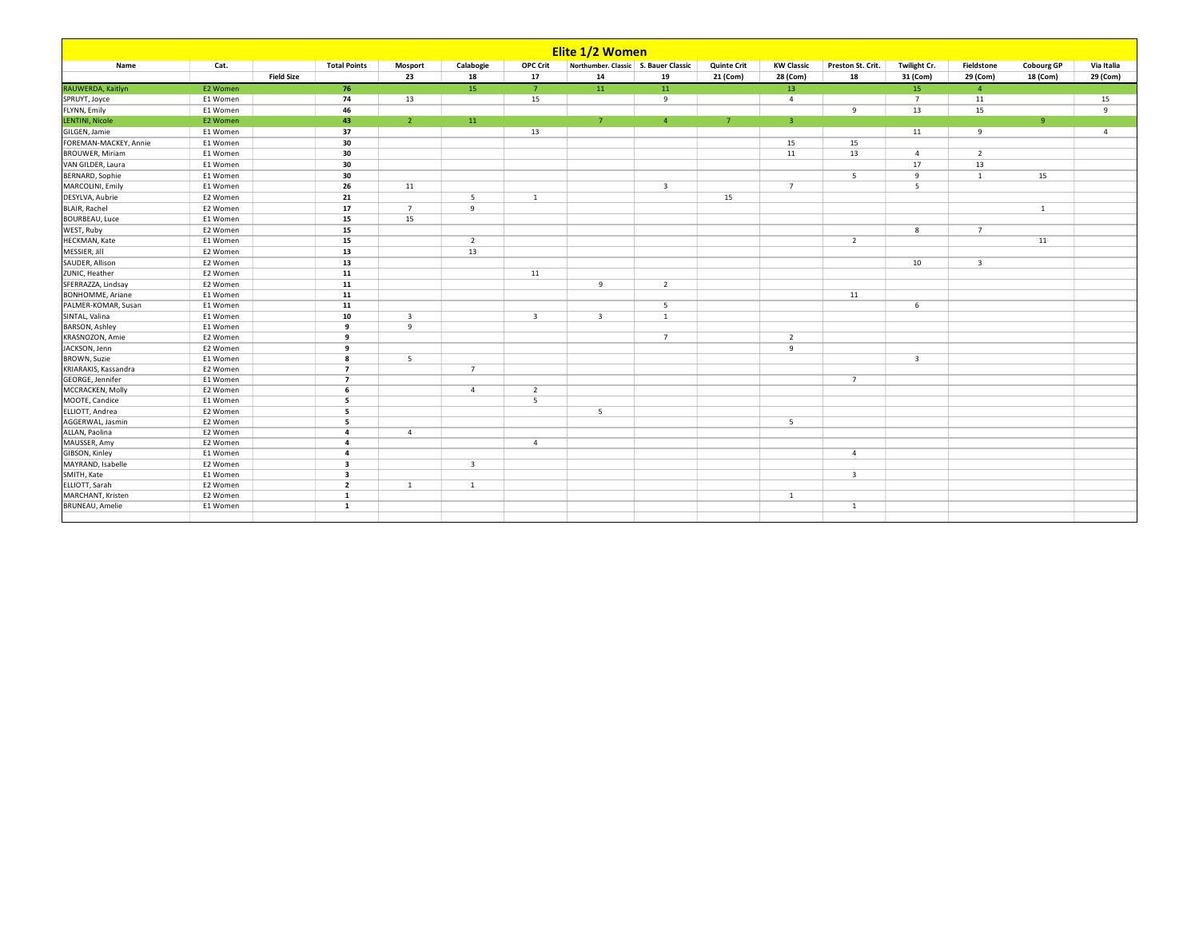# Elite 1/2 Women

| Name | Cat. | | Total Points | Mosport | Calabogie | OPC Crit | Northumber. Classic | S. Bauer Classic | Quinte Crit | KW Classic | Preston St. Crit. | Twilight Cr. | Fieldstone | Cobourg GP | Via Italia |
|---|---|---|---|---|---|---|---|---|---|---|---|---|---|---|---|
| | | Field Size | | 23 | 18 | 17 | 14 | 19 | 21 (Com) | 28 (Com) | 18 | 31 (Com) | 29 (Com) | 18 (Com) | 29 (Com) |
| RAUWERDA, Kaitlyn | E2 Women | | 76 | | 15 | 7 | 11 | 11 | | 13 | | 15 | 4 | | |
| SPRUYT, Joyce | E1 Women | | 74 | 13 | | 15 | | 9 | | 4 | | 7 | 11 | | 15 |
| FLYNN, Emily | E1 Women | | 46 | | | | | | | | 9 | 13 | 15 | | 9 |
| LENTINI, Nicole | E2 Women | | 43 | 2 | 11 | | 7 | 4 | 7 | 3 | | | | 9 | |
| GILGEN, Jamie | E1 Women | | 37 | | | 13 | | | | | | 11 | 9 | | 4 |
| FOREMAN-MACKEY, Annie | E1 Women | | 30 | | | | | | | 15 | 15 | | | | |
| BROUWER, Miriam | E1 Women | | 30 | | | | | | | 11 | 13 | 4 | 2 | | |
| VAN GILDER, Laura | E1 Women | | 30 | | | | | | | | | 17 | 13 | | |
| BERNARD, Sophie | E1 Women | | 30 | | | | | | | | 5 | 9 | 1 | 15 | |
| MARCOLINI, Emily | E1 Women | | 26 | 11 | | | | 3 | | 7 | | 5 | | | |
| DESYLVA, Aubrie | E2 Women | | 21 | | 5 | 1 | | | 15 | | | | | | |
| BLAIR, Rachel | E2 Women | | 17 | 7 | 9 | | | | | | | | | 1 | |
| BOURBEAU, Luce | E1 Women | | 15 | 15 | | | | | | | | | | | |
| WEST, Ruby | E2 Women | | 15 | | | | | | | | | 8 | 7 | | |
| HECKMAN, Kate | E1 Women | | 15 | | 2 | | | | | | 2 | | | 11 | |
| MESSIER, Jill | E2 Women | | 13 | | 13 | | | | | | | | | | |
| SAUDER, Allison | E2 Women | | 13 | | | | | | | | | 10 | 3 | | |
| ZUNIC, Heather | E2 Women | | 11 | | | 11 | | | | | | | | | |
| SFERRAZZA, Lindsay | E2 Women | | 11 | | | | 9 | 2 | | | | | | | |
| BONHOMME, Ariane | E1 Women | | 11 | | | | | | | | 11 | | | | |
| PALMER-KOMAR, Susan | E1 Women | | 11 | | | | | 5 | | | | 6 | | | |
| SINTAL, Valina | E1 Women | | 10 | 3 | | 3 | 3 | 1 | | | | | | | |
| BARSON, Ashley | E1 Women | | 9 | 9 | | | | | | | | | | | |
| KRASNOZON, Amie | E2 Women | | 9 | | | | | 7 | | 2 | | | | | |
| JACKSON, Jenn | E2 Women | | 9 | | | | | | | 9 | | | | | |
| BROWN, Suzie | E1 Women | | 8 | 5 | | | | | | | | 3 | | | |
| KRIARAKIS, Kassandra | E2 Women | | 7 | | 7 | | | | | | | | | | |
| GEORGE, Jennifer | E1 Women | | 7 | | | | | | | | 7 | | | | |
| MCCRACKEN, Molly | E2 Women | | 6 | | 4 | 2 | | | | | | | | | |
| MOOTE, Candice | E1 Women | | 5 | | | 5 | | | | | | | | | |
| ELLIOTT, Andrea | E2 Women | | 5 | | | | 5 | | | | | | | | |
| AGGERWAL, Jasmin | E2 Women | | 5 | | | | | | | 5 | | | | | |
| ALLAN, Paolina | E2 Women | | 4 | 4 | | | | | | | | | | | |
| MAUSSER, Amy | E2 Women | | 4 | | | 4 | | | | | | | | | |
| GIBSON, Kinley | E1 Women | | 4 | | | | | | | | 4 | | | | |
| MAYRAND, Isabelle | E2 Women | | 3 | | 3 | | | | | | | | | | |
| SMITH, Kate | E1 Women | | 3 | | | | | | | | 3 | | | | |
| ELLIOTT, Sarah | E2 Women | | 2 | 1 | 1 | | | | | | | | | | |
| MARCHANT, Kristen | E2 Women | | 1 | | | | | | | 1 | | | | | |
| BRUNEAU, Amelie | E1 Women | | 1 | | | | | | | | 1 | | | | |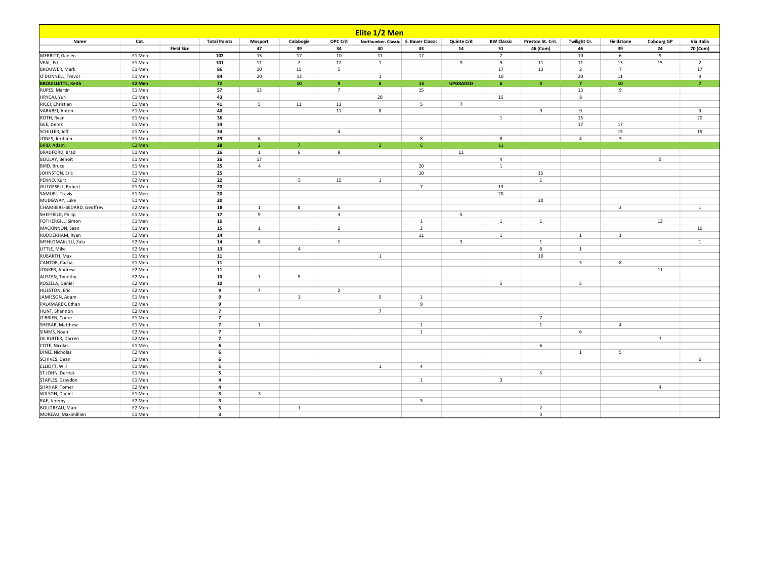# Elite 1/2 Men

| Name | Cat. | | Total Points | Mosport | Calabogie | OPC Crit | Northumber. Classic | S. Bauer Classic | Quinte Crit | KW Classic | Preston St. Crit. | Twilight Cr. | Fieldstone | Cobourg GP | Via Italia |
|---|---|---|---|---|---|---|---|---|---|---|---|---|---|---|---|
| | | **Field Size** | | **47** | **39** | **34** | **40** | **43** | **14** | **51** | **46 (Com)** | **46** | **39** | **24** | **70 (Com)** |
| MERRITT, Gaelen | E1 Men | | **102** | 15 | 17 | 10 | 11 | 17 | | 7 | | 10 | 6 | 9 | |
| VEAL, Ed | E1 Men | | **101** | 11 | 2 | 17 | 1 | | 9 | 9 | 11 | 11 | 13 | 15 | 2 |
| BROUWER, Mark | E1 Men | | **86** | 10 | 15 | 5 | | | | 17 | 13 | 2 | 7 | | 17 |
| O'DONNELL, Trevor | E1 Men | | **84** | 20 | 13 | | 1 | | | 10 | | 20 | 11 | | 9 |
| **BROUILLETTE, Keith** | **E2 Men** | | **72** | | **10** | **9** | **6** | **13** | **UPGRADED** | **6** | **4** | **7** | **10** | | **7** |
| RUPES, Martin | E1 Men | | **57** | 13 | | 7 | | 15 | | | | 13 | 9 | | |
| HRYCAJ, Yuri | E1 Men | | **43** | | | | 20 | | | 15 | | 8 | | | |
| RICCI, Christian | E1 Men | | **41** | 5 | 11 | 13 | | 5 | 7 | | | | | | |
| VARABEI, Anton | E1 Men | | **40** | | | 11 | 8 | | | | 9 | 9 | | | 3 |
| ROTH, Ryan | E1 Men | | **36** | | | | | | | 1 | | 15 | | | 20 |
| GEE, Derek | E1 Men | | **34** | | | | | | | | | 17 | 17 | | |
| SCHILLER, Jeff | E1 Men | | **34** | | | 4 | | | | | | | 15 | | 15 |
| JONES, Jordann | E1 Men | | **29** | 6 | | | | 8 | | 8 | | 4 | 3 | | |
| BIRD, Adam | E2 Men | | **28** | 2 | 7 | | 2 | 6 | | 11 | | | | | |
| BRADFORD, Brad | E1 Men | | **26** | 1 | 6 | 8 | | | 11 | | | | | | |
| BOULAY, Benoit | E1 Men | | **26** | 17 | | | | | | 4 | | | | 5 | |
| BIRD, Bruce | E1 Men | | **25** | 4 | | | | 20 | | 1 | | | | | |
| JOHNSTON, Eric | E1 Men | | **25** | | | | | 10 | | | 15 | | | | |
| PENNO, Kurt | E2 Men | | **22** | | 5 | 15 | 1 | | | | 1 | | | | |
| GUTGESELL, Robert | E1 Men | | **20** | | | | | 7 | | 13 | | | | | |
| SAMUEL, Travis | E1 Men | | **20** | | | | | | | 20 | | | | | |
| MUDGWAY, Luke | E1 Men | | **20** | | | | | | | | 20 | | | | |
| CHAMBERS-BEDARD, Geoffrey | E2 Men | | **18** | 1 | 8 | 6 | | | | | | | 2 | | 1 |
| SHEFFIELD, Philip | E1 Men | | **17** | 9 | | 3 | | | 5 | | | | | | |
| FOTHERGILL, Simon | E1 Men | | **16** | | | | | 1 | | 1 | 1 | | | 13 | |
| MACKINNON, Sean | E1 Men | | **15** | 1 | | 2 | | 2 | | | | | | | 10 |
| RUDDERHAM, Ryan | E2 Men | | **14** | | | | | 11 | | 1 | | 1 | 1 | | |
| MEHLOMAKULU, Zola | E2 Men | | **14** | 8 | | 1 | | | 3 | | 1 | | | | 1 |
| LITTLE, Mike | E2 Men | | **13** | | 4 | | | | | | 8 | 1 | | | |
| RUBARTH, Max | E1 Men | | **11** | | | | 1 | | | | 10 | | | | |
| CANTOR, Cacha | E1 Men | | **11** | | | | | | | | | 3 | 8 | | |
| JONKER, Andrew | E2 Men | | **11** | | | | | | | | | | | 11 | |
| AUSTEN, Timothy | E2 Men | | **10** | 1 | 9 | | | | | | | | | | |
| KOSZELA, Daniel | E2 Men | | **10** | | | | | | | 5 | | 5 | | | |
| HUESTON, Eric | E2 Men | | **9** | 7 | | 2 | | | | | | | | | |
| JAMIESON, Adam | E1 Men | | **9** | | 3 | | 5 | 1 | | | | | | | |
| PALAMAREK, Ethan | E2 Men | | **9** | | | | | 9 | | | | | | | |
| HUNT, Shannon | E2 Men | | **7** | | | | 7 | | | | | | | | |
| O'BRIEN, Conor | E1 Men | | **7** | | | | | | | | 7 | | | | |
| SHERAR, Matthew | E1 Men | | **7** | 1 | | | | 1 | | | 1 | | 4 | | |
| SIMMS, Noah | E2 Men | | **7** | | | | | 1 | | | | 6 | | | |
| DE RUITER, Darren | E2 Men | | **7** | | | | | | | | | | | 7 | |
| COTE, Nicolas | E1 Men | | **6** | | | | | | | | 6 | | | | |
| DINIZ, Nicholas | E2 Men | | **6** | | | | | | | | | 1 | 5 | | |
| SCHIVES, Dean | E2 Men | | **6** | | | | | | | | | | | | 6 |
| ELLIOTT, Will | E1 Men | | **5** | | | | 1 | 4 | | | | | | | |
| ST JOHN, Derrick | E1 Men | | **5** | | | | | | | | 5 | | | | |
| STAPLES, Graydon | E1 Men | | **4** | | | | | 1 | | 3 | | | | | |
| SHAHAR, Tomer | E2 Men | | **4** | | | | | | | | | | | 4 | |
| WILSON, Daniel | E1 Men | | **3** | 3 | | | | | | | | | | | |
| RAE, Jeremy | E2 Men | | **3** | | | | | 3 | | | | | | | |
| BOUDREAU, Marc | E2 Men | | **3** | | 1 | | | | | | 2 | | | | |
| MOREAU, Maximillien | E1 Men | | **3** | | | | | | | | 3 | | | | |